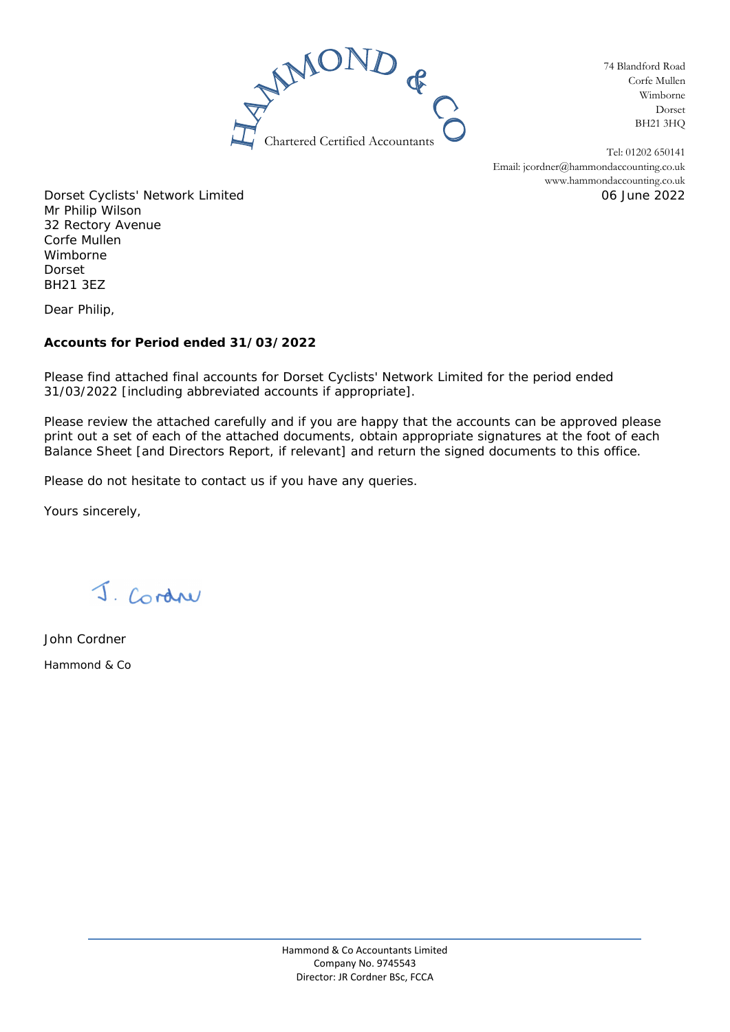HAMMOND & CO

Chartered Certified Accountants

74 Blandford Road
Corfe Mullen
Wimborne
Dorset
BH21 3HQ

Tel: 01202 650141
Email: jcordner@hammondaccounting.co.uk
www.hammondaccounting.co.uk

06 June 2022

Dorset Cyclists' Network Limited
Mr Philip Wilson
32 Rectory Avenue
Corfe Mullen
Wimborne
Dorset
BH21 3EZ

Dear Philip,

**Accounts for Period ended 31/03/2022**

Please find attached final accounts for Dorset Cyclists' Network Limited for the period ended 31/03/2022 [including abbreviated accounts if appropriate].

Please review the attached carefully and if you are happy that the accounts can be approved please print out a set of each of the attached documents, obtain appropriate signatures at the foot of each Balance Sheet [and Directors Report, if relevant] and return the signed documents to this office.

Please do not hesitate to contact us if you have any queries.

Yours sincerely,

J. Cordner

John Cordner

Hammond & Co

Hammond & Co Accountants Limited
Company No. 9745543
Director: JR Cordner BSc, FCCA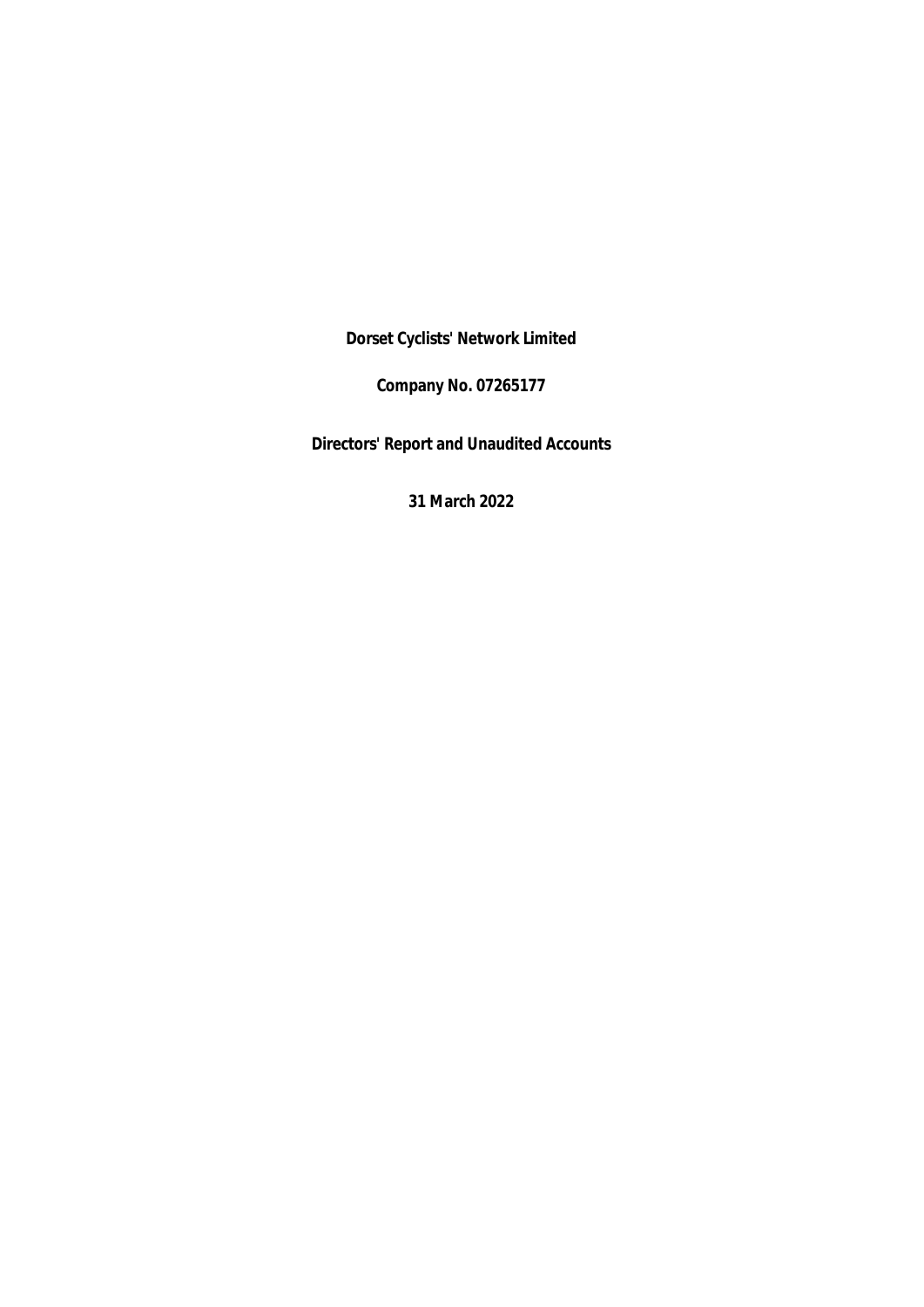**Dorset Cyclists' Network Limited**

**Company No. 07265177**

**Directors' Report and Unaudited Accounts**

**31 March 2022**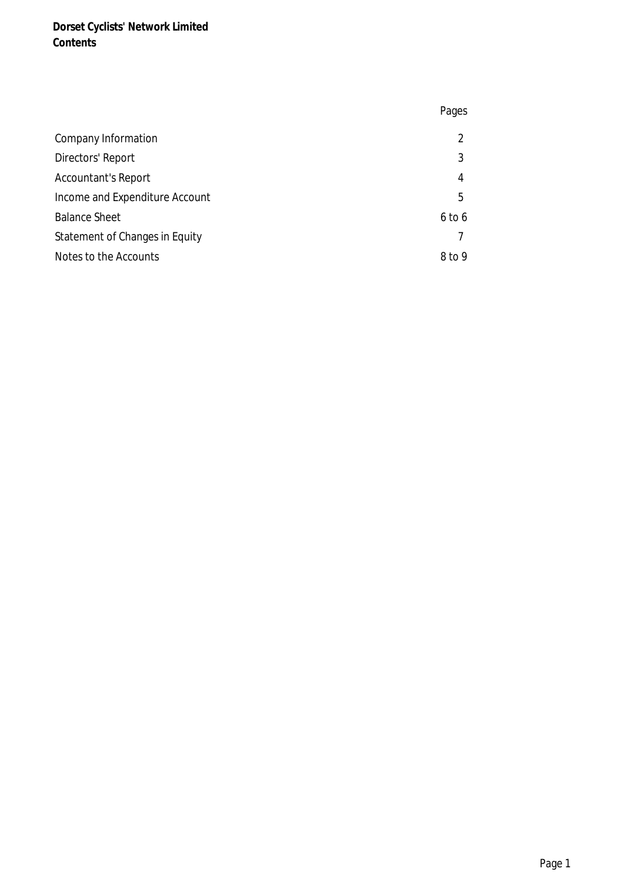**Dorset Cyclists' Network Limited**
**Contents**

| | Pages |
|---|---|
| Company Information | 2 |
| Directors' Report | 3 |
| Accountant's Report | 4 |
| Income and Expenditure Account | 5 |
| Balance Sheet | 6 to 6 |
| Statement of Changes in Equity | 7 |
| Notes to the Accounts | 8 to 9 |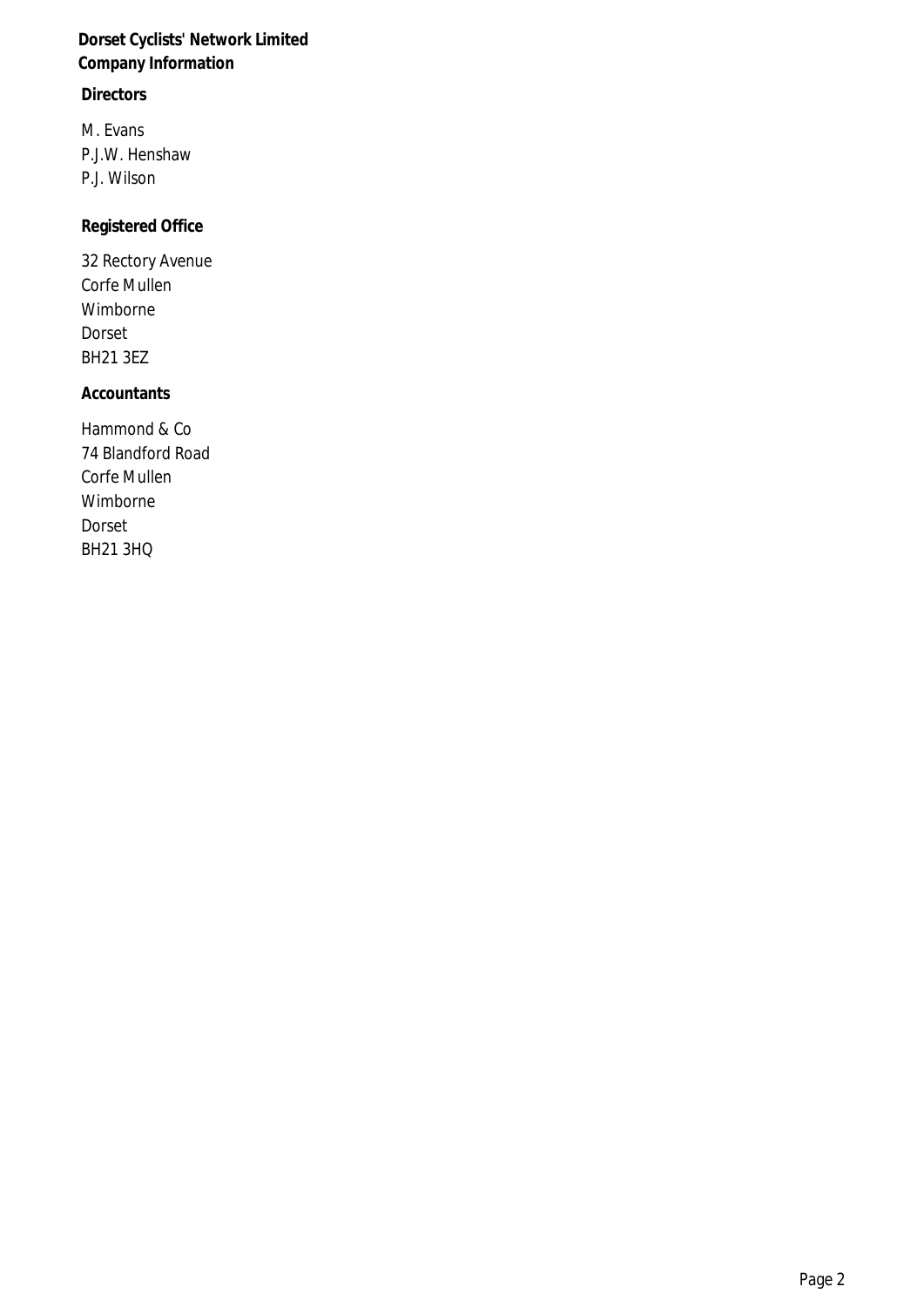# Dorset Cyclists' Network Limited

## Company Information

### Directors

M. Evans
P.J.W. Henshaw
P.J. Wilson

### Registered Office

32 Rectory Avenue
Corfe Mullen
Wimborne
Dorset
BH21 3EZ

### Accountants

Hammond & Co
74 Blandford Road
Corfe Mullen
Wimborne
Dorset
BH21 3HQ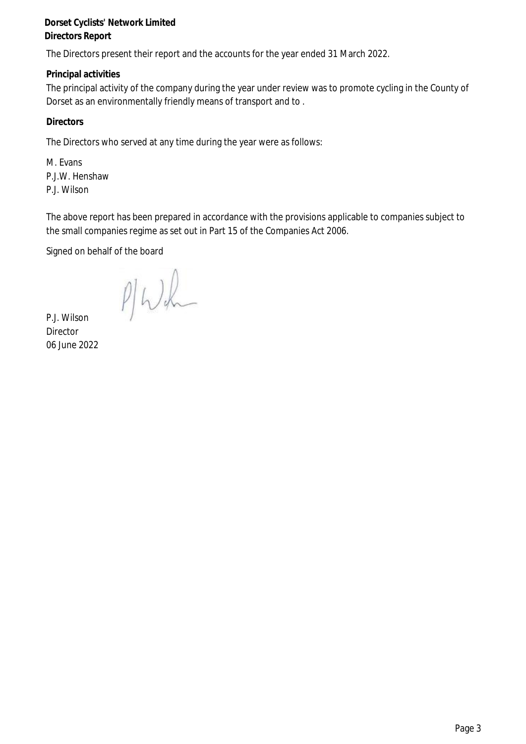**Dorset Cyclists' Network Limited**
**Directors Report**

The Directors present their report and the accounts for the year ended 31 March 2022.

**Principal activities**

The principal activity of the company during the year under review was to promote cycling in the County of Dorset as an environmentally friendly means of transport and to .

**Directors**

The Directors who served at any time during the year were as follows:

M. Evans
P.J.W. Henshaw
P.J. Wilson

The above report has been prepared in accordance with the provisions applicable to companies subject to the small companies regime as set out in Part 15 of the Companies Act 2006.

Signed on behalf of the board

P.J. Wilson
Director
06 June 2022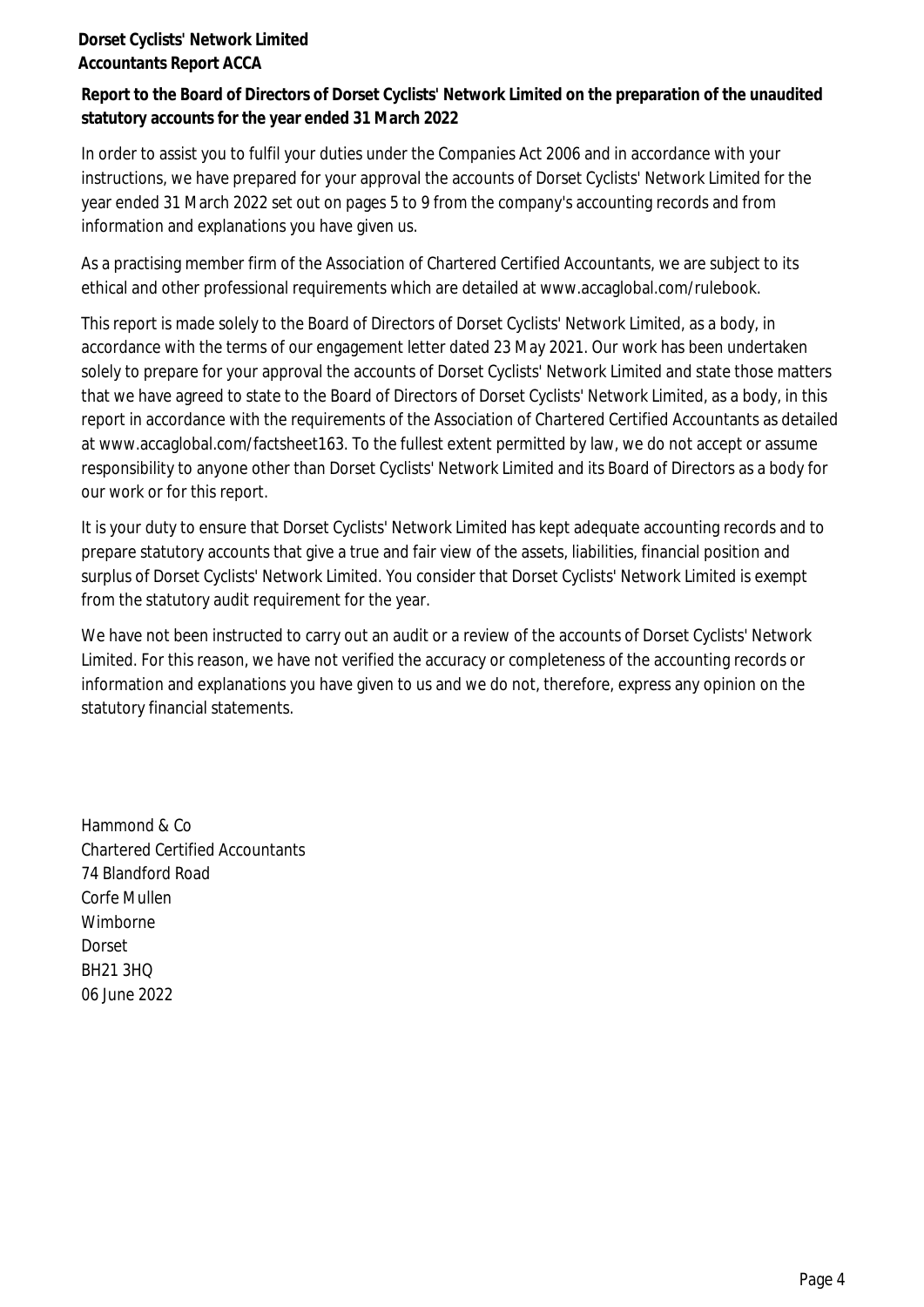**Dorset Cyclists' Network Limited**
**Accountants Report ACCA**

**Report to the Board of Directors of Dorset Cyclists' Network Limited on the preparation of the unaudited statutory accounts for the year ended 31 March 2022**

In order to assist you to fulfil your duties under the Companies Act 2006 and in accordance with your instructions, we have prepared for your approval the accounts of Dorset Cyclists' Network Limited for the year ended 31 March 2022 set out on pages 5 to 9 from the company's accounting records and from information and explanations you have given us.

As a practising member firm of the Association of Chartered Certified Accountants, we are subject to its ethical and other professional requirements which are detailed at www.accaglobal.com/rulebook.

This report is made solely to the Board of Directors of Dorset Cyclists' Network Limited, as a body, in accordance with the terms of our engagement letter dated 23 May 2021. Our work has been undertaken solely to prepare for your approval the accounts of Dorset Cyclists' Network Limited and state those matters that we have agreed to state to the Board of Directors of Dorset Cyclists' Network Limited, as a body, in this report in accordance with the requirements of the Association of Chartered Certified Accountants as detailed at www.accaglobal.com/factsheet163. To the fullest extent permitted by law, we do not accept or assume responsibility to anyone other than Dorset Cyclists' Network Limited and its Board of Directors as a body for our work or for this report.

It is your duty to ensure that Dorset Cyclists' Network Limited has kept adequate accounting records and to prepare statutory accounts that give a true and fair view of the assets, liabilities, financial position and surplus of Dorset Cyclists' Network Limited. You consider that Dorset Cyclists' Network Limited is exempt from the statutory audit requirement for the year.

We have not been instructed to carry out an audit or a review of the accounts of Dorset Cyclists' Network Limited. For this reason, we have not verified the accuracy or completeness of the accounting records or information and explanations you have given to us and we do not, therefore, express any opinion on the statutory financial statements.

Hammond & Co
Chartered Certified Accountants
74 Blandford Road
Corfe Mullen
Wimborne
Dorset
BH21 3HQ
06 June 2022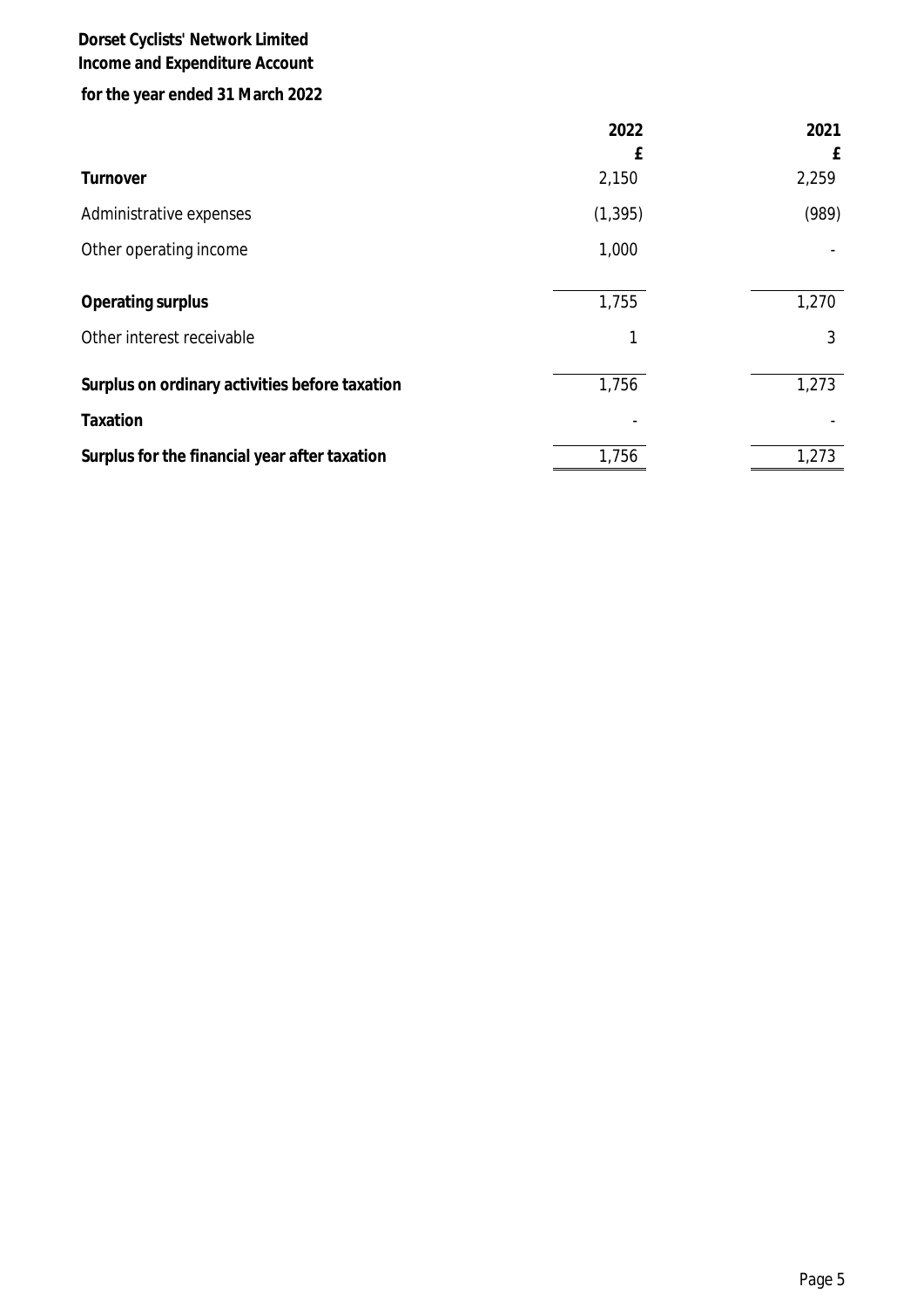**Dorset Cyclists' Network Limited**
**Income and Expenditure Account**

**for the year ended 31 March 2022**

| | 2022 | 2021 |
|---|---|---|
| | £ | £ |
| **Turnover** | 2,150 | 2,259 |
| Administrative expenses | (1,395) | (989) |
| Other operating income | 1,000 | - |
| **Operating surplus** | 1,755 | 1,270 |
| Other interest receivable | 1 | 3 |
| **Surplus on ordinary activities before taxation** | 1,756 | 1,273 |
| **Taxation** | - | - |
| **Surplus for the financial year after taxation** | 1,756 | 1,273 |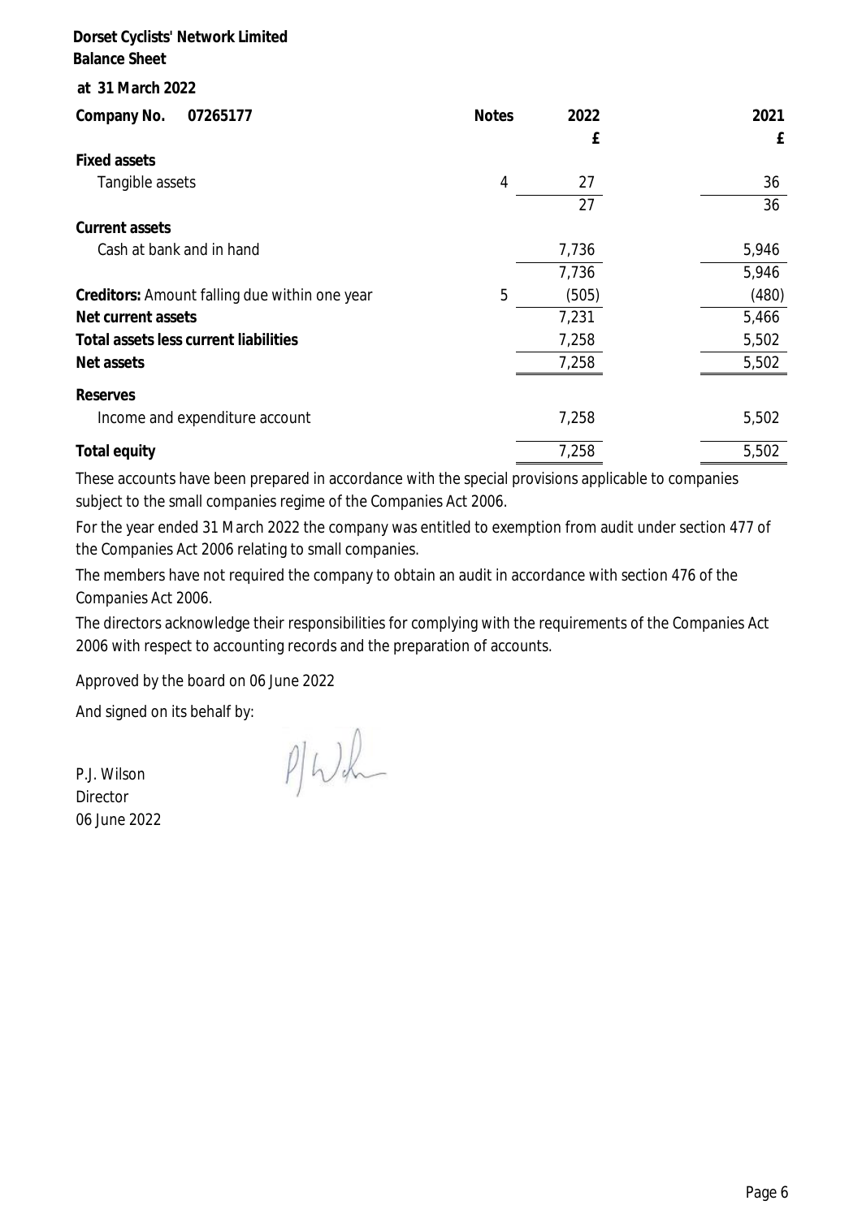**Dorset Cyclists' Network Limited**
**Balance Sheet**

**at 31 March 2022**

| **Company No. 07265177** | **Notes** | **2022** | **2021** |
|---|---|---|---|
| | | **£** | **£** |
| **Fixed assets** | | | |
| Tangible assets | 4 | 27 | 36 |
| | | 27 | 36 |
| **Current assets** | | | |
| Cash at bank and in hand | | 7,736 | 5,946 |
| | | 7,736 | 5,946 |
| **Creditors:** Amount falling due within one year | 5 | (505) | (480) |
| **Net current assets** | | 7,231 | 5,466 |
| **Total assets less current liabilities** | | 7,258 | 5,502 |
| **Net assets** | | 7,258 | 5,502 |
| **Reserves** | | | |
| Income and expenditure account | | 7,258 | 5,502 |
| **Total equity** | | 7,258 | 5,502 |

These accounts have been prepared in accordance with the special provisions applicable to companies subject to the small companies regime of the Companies Act 2006.

For the year ended 31 March 2022 the company was entitled to exemption from audit under section 477 of the Companies Act 2006 relating to small companies.

The members have not required the company to obtain an audit in accordance with section 476 of the Companies Act 2006.

The directors acknowledge their responsibilities for complying with the requirements of the Companies Act 2006 with respect to accounting records and the preparation of accounts.

Approved by the board on 06 June 2022

And signed on its behalf by:

P.J. Wilson
Director
06 June 2022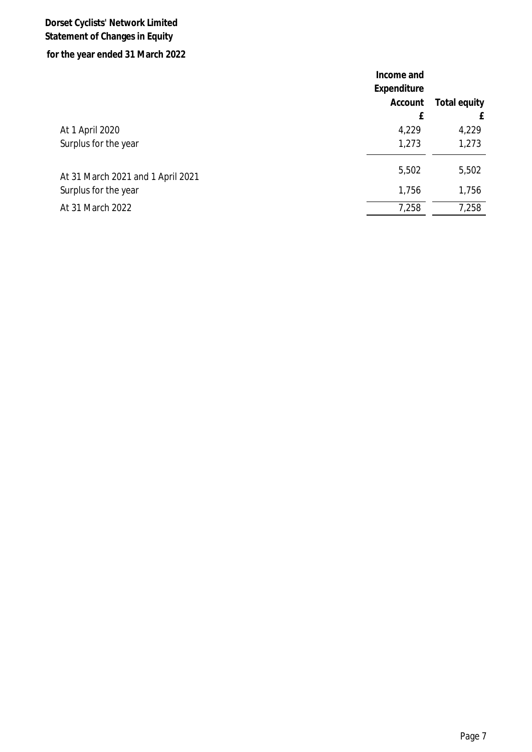**Dorset Cyclists' Network Limited**
**Statement of Changes in Equity**
**for the year ended 31 March 2022**

| | Income and Expenditure Account | Total equity |
|---|---|---|
| | £ | £ |
| At 1 April 2020 | 4,229 | 4,229 |
| Surplus for the year | 1,273 | 1,273 |
| At 31 March 2021 and 1 April 2021 | 5,502 | 5,502 |
| Surplus for the year | 1,756 | 1,756 |
| At 31 March 2022 | 7,258 | 7,258 |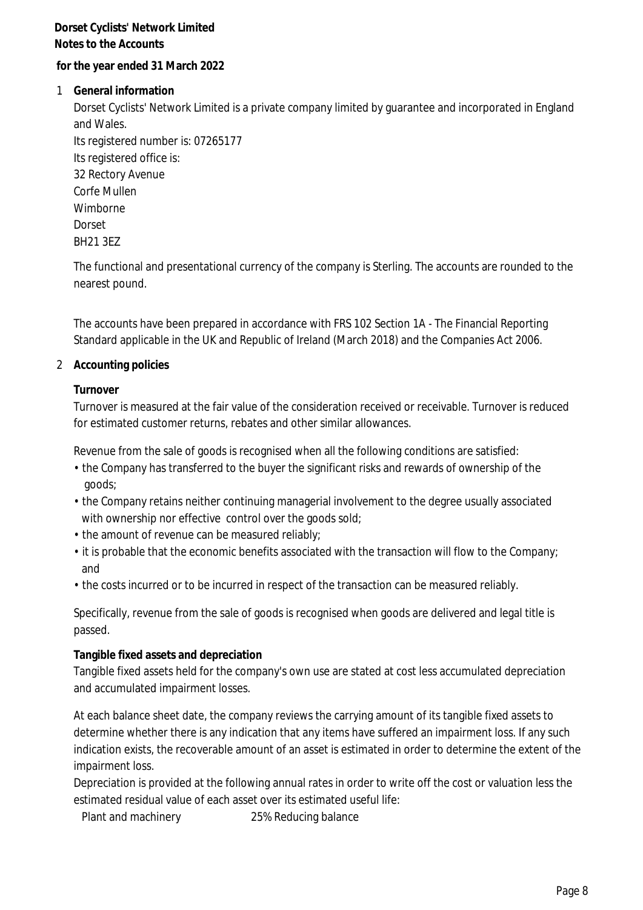**Dorset Cyclists' Network Limited**
**Notes to the Accounts**
**for the year ended 31 March 2022**

## 1 General information

Dorset Cyclists' Network Limited is a private company limited by guarantee and incorporated in England and Wales.
Its registered number is: 07265177
Its registered office is:
32 Rectory Avenue
Corfe Mullen
Wimborne
Dorset
BH21 3EZ

The functional and presentational currency of the company is Sterling. The accounts are rounded to the nearest pound.

The accounts have been prepared in accordance with FRS 102 Section 1A - The Financial Reporting Standard applicable in the UK and Republic of Ireland (March 2018) and the Companies Act 2006.

## 2 Accounting policies

**Turnover**
Turnover is measured at the fair value of the consideration received or receivable. Turnover is reduced for estimated customer returns, rebates and other similar allowances.

Revenue from the sale of goods is recognised when all the following conditions are satisfied:
- the Company has transferred to the buyer the significant risks and rewards of ownership of the goods;
- the Company retains neither continuing managerial involvement to the degree usually associated with ownership nor effective control over the goods sold;
- the amount of revenue can be measured reliably;
- it is probable that the economic benefits associated with the transaction will flow to the Company; and
- the costs incurred or to be incurred in respect of the transaction can be measured reliably.

Specifically, revenue from the sale of goods is recognised when goods are delivered and legal title is passed.

**Tangible fixed assets and depreciation**
Tangible fixed assets held for the company's own use are stated at cost less accumulated depreciation and accumulated impairment losses.

At each balance sheet date, the company reviews the carrying amount of its tangible fixed assets to determine whether there is any indication that any items have suffered an impairment loss. If any such indication exists, the recoverable amount of an asset is estimated in order to determine the extent of the impairment loss.
Depreciation is provided at the following annual rates in order to write off the cost or valuation less the estimated residual value of each asset over its estimated useful life:

| | |
|---|---|
| Plant and machinery | 25% Reducing balance |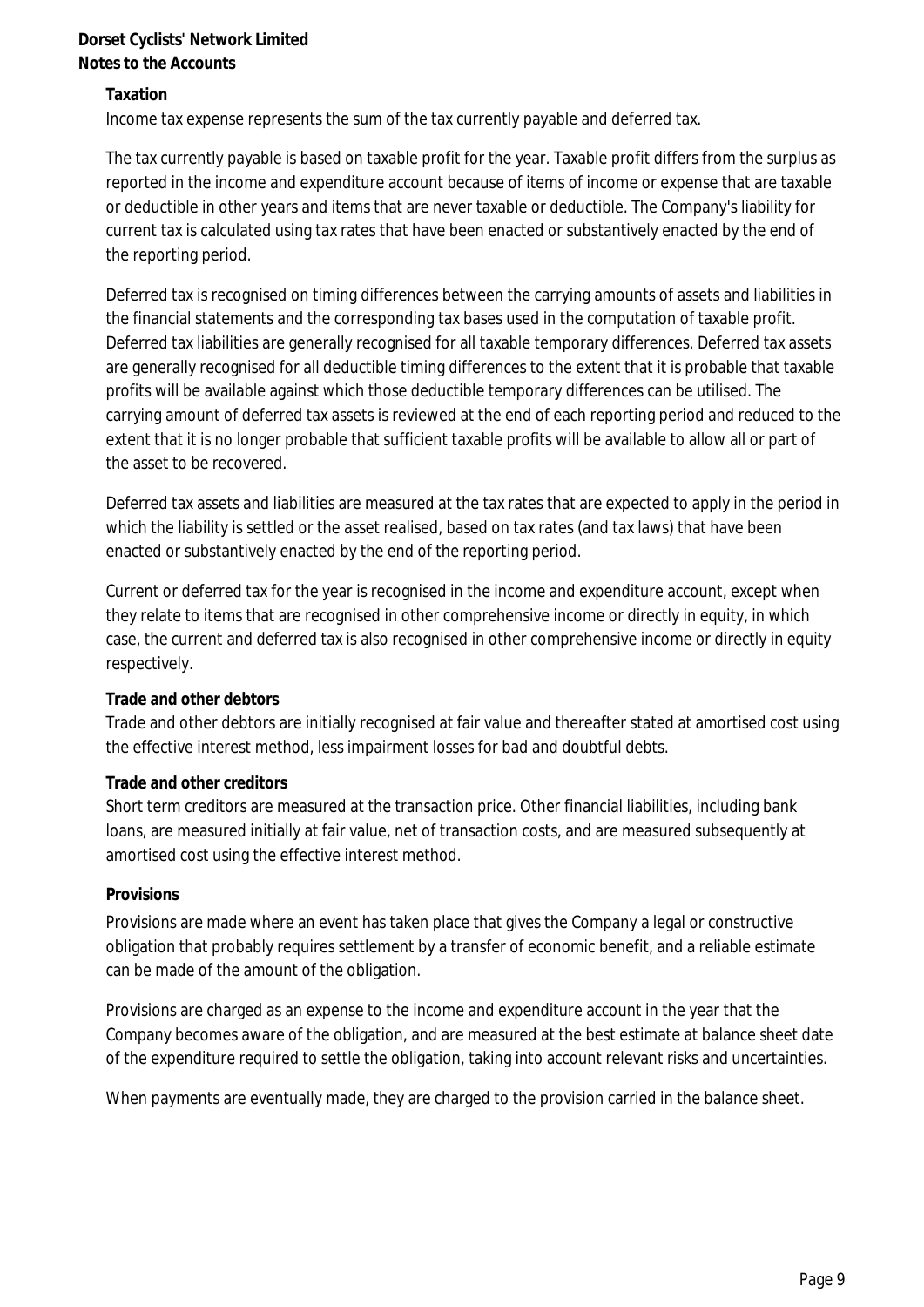**Taxation**

Income tax expense represents the sum of the tax currently payable and deferred tax.

The tax currently payable is based on taxable profit for the year. Taxable profit differs from the surplus as reported in the income and expenditure account because of items of income or expense that are taxable or deductible in other years and items that are never taxable or deductible. The Company's liability for current tax is calculated using tax rates that have been enacted or substantively enacted by the end of the reporting period.

Deferred tax is recognised on timing differences between the carrying amounts of assets and liabilities in the financial statements and the corresponding tax bases used in the computation of taxable profit. Deferred tax liabilities are generally recognised for all taxable temporary differences. Deferred tax assets are generally recognised for all deductible timing differences to the extent that it is probable that taxable profits will be available against which those deductible temporary differences can be utilised. The carrying amount of deferred tax assets is reviewed at the end of each reporting period and reduced to the extent that it is no longer probable that sufficient taxable profits will be available to allow all or part of the asset to be recovered.

Deferred tax assets and liabilities are measured at the tax rates that are expected to apply in the period in which the liability is settled or the asset realised, based on tax rates (and tax laws) that have been enacted or substantively enacted by the end of the reporting period.

Current or deferred tax for the year is recognised in the income and expenditure account, except when they relate to items that are recognised in other comprehensive income or directly in equity, in which case, the current and deferred tax is also recognised in other comprehensive income or directly in equity respectively.

**Trade and other debtors**

Trade and other debtors are initially recognised at fair value and thereafter stated at amortised cost using the effective interest method, less impairment losses for bad and doubtful debts.

**Trade and other creditors**

Short term creditors are measured at the transaction price. Other financial liabilities, including bank loans, are measured initially at fair value, net of transaction costs, and are measured subsequently at amortised cost using the effective interest method.

**Provisions**

Provisions are made where an event has taken place that gives the Company a legal or constructive obligation that probably requires settlement by a transfer of economic benefit, and a reliable estimate can be made of the amount of the obligation.

Provisions are charged as an expense to the income and expenditure account in the year that the Company becomes aware of the obligation, and are measured at the best estimate at balance sheet date of the expenditure required to settle the obligation, taking into account relevant risks and uncertainties.

When payments are eventually made, they are charged to the provision carried in the balance sheet.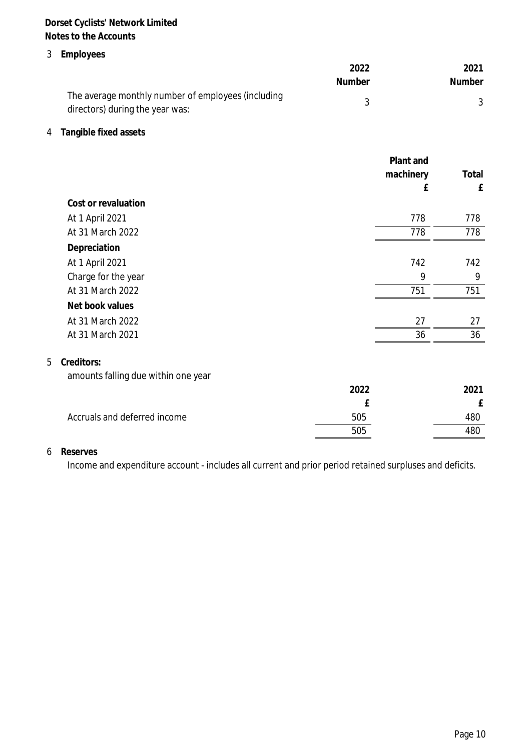**Dorset Cyclists' Network Limited**
**Notes to the Accounts**

## 3 Employees

| | 2022 Number | 2021 Number |
|---|---|---|
| The average monthly number of employees (including directors) during the year was: | 3 | 3 |

## 4 Tangible fixed assets

| | Plant and machinery £ | Total £ |
|---|---|---|
| **Cost or revaluation** | | |
| At 1 April 2021 | 778 | 778 |
| At 31 March 2022 | 778 | 778 |
| **Depreciation** | | |
| At 1 April 2021 | 742 | 742 |
| Charge for the year | 9 | 9 |
| At 31 March 2022 | 751 | 751 |
| **Net book values** | | |
| At 31 March 2022 | 27 | 27 |
| At 31 March 2021 | 36 | 36 |

## 5 Creditors:

amounts falling due within one year

| | 2022 £ | 2021 £ |
|---|---|---|
| Accruals and deferred income | 505 | 480 |
| | 505 | 480 |

## 6 Reserves

Income and expenditure account - includes all current and prior period retained surpluses and deficits.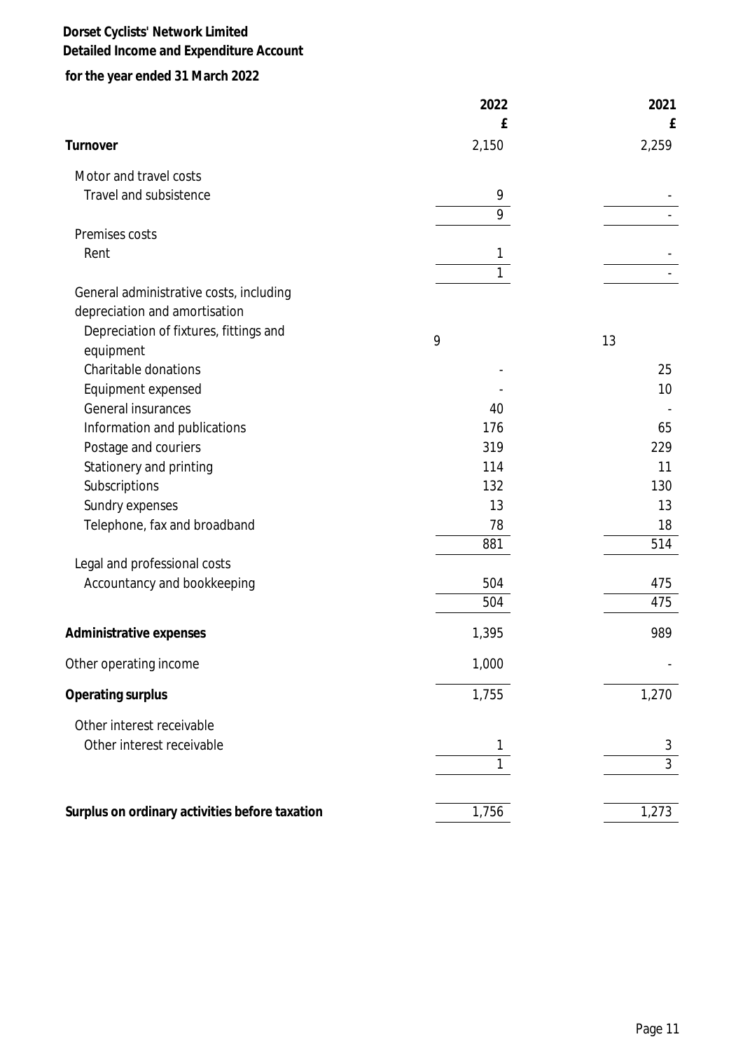**Dorset Cyclists' Network Limited**
**Detailed Income and Expenditure Account**

**for the year ended 31 March 2022**

| | 2022 | 2021 |
|---|---|---|
| | £ | £ |
| **Turnover** | 2,150 | 2,259 |
| Motor and travel costs | | |
| Travel and subsistence | 9 | - |
| | 9 | - |
| Premises costs | | |
| Rent | 1 | - |
| | 1 | - |
| General administrative costs, including depreciation and amortisation | | |
| Depreciation of fixtures, fittings and equipment | 9 | 13 |
| Charitable donations | - | 25 |
| Equipment expensed | - | 10 |
| General insurances | 40 | - |
| Information and publications | 176 | 65 |
| Postage and couriers | 319 | 229 |
| Stationery and printing | 114 | 11 |
| Subscriptions | 132 | 130 |
| Sundry expenses | 13 | 13 |
| Telephone, fax and broadband | 78 | 18 |
| | 881 | 514 |
| Legal and professional costs | | |
| Accountancy and bookkeeping | 504 | 475 |
| | 504 | 475 |
| **Administrative expenses** | 1,395 | 989 |
| Other operating income | 1,000 | - |
| **Operating surplus** | 1,755 | 1,270 |
| Other interest receivable | | |
| Other interest receivable | 1 | 3 |
| | 1 | 3 |
| **Surplus on ordinary activities before taxation** | 1,756 | 1,273 |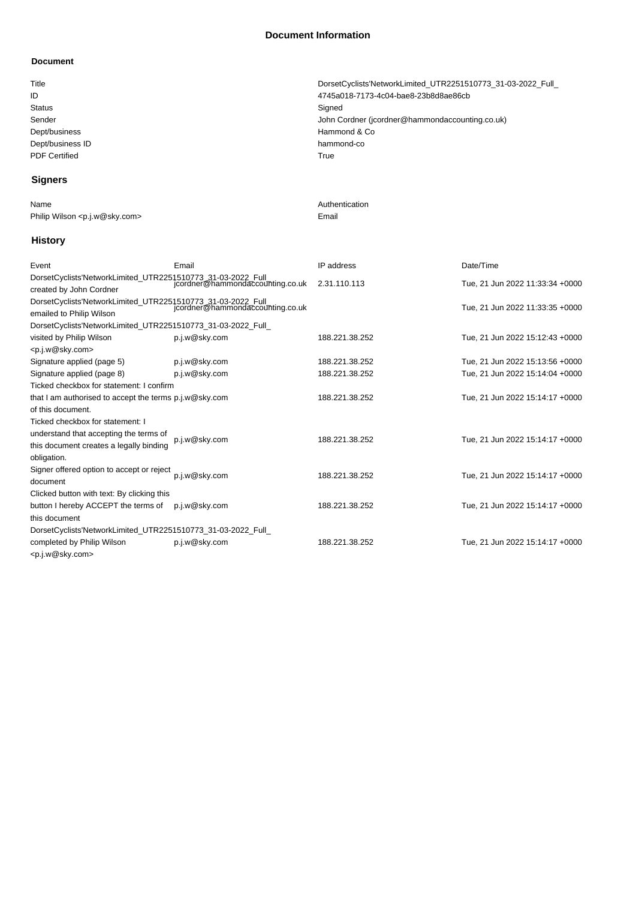# Document Information

## Document

| | |
|---|---|
| Title | DorsetCyclists'NetworkLimited_UTR2251510773_31-03-2022_Full_ |
| ID | 4745a018-7173-4c04-bae8-23b8d8ae86cb |
| Status | Signed |
| Sender | John Cordner (jcordner@hammondaccounting.co.uk) |
| Dept/business | Hammond & Co |
| Dept/business ID | hammond-co |
| PDF Certified | True |

## Signers

| Name | Authentication |
|---|---|
| Philip Wilson <p.j.w@sky.com> | Email |

## History

| Event | Email | IP address | Date/Time |
|---|---|---|---|
| DorsetCyclists'NetworkLimited_UTR2251510773_31-03-2022_Full_ created by John Cordner | jcordner@hammondaccounting.co.uk | 2.31.110.113 | Tue, 21 Jun 2022 11:33:34 +0000 |
| DorsetCyclists'NetworkLimited_UTR2251510773_31-03-2022_Full_ emailed to Philip Wilson | jcordner@hammondaccounting.co.uk | | Tue, 21 Jun 2022 11:33:35 +0000 |
| DorsetCyclists'NetworkLimited_UTR2251510773_31-03-2022_Full_ visited by Philip Wilson <p.j.w@sky.com> | p.j.w@sky.com | 188.221.38.252 | Tue, 21 Jun 2022 15:12:43 +0000 |
| Signature applied (page 5) | p.j.w@sky.com | 188.221.38.252 | Tue, 21 Jun 2022 15:13:56 +0000 |
| Signature applied (page 8) | p.j.w@sky.com | 188.221.38.252 | Tue, 21 Jun 2022 15:14:04 +0000 |
| Ticked checkbox for statement: I confirm that I am authorised to accept the terms of this document. | p.j.w@sky.com | 188.221.38.252 | Tue, 21 Jun 2022 15:14:17 +0000 |
| Ticked checkbox for statement: I understand that accepting the terms of this document creates a legally binding obligation. | p.j.w@sky.com | 188.221.38.252 | Tue, 21 Jun 2022 15:14:17 +0000 |
| Signer offered option to accept or reject document | p.j.w@sky.com | 188.221.38.252 | Tue, 21 Jun 2022 15:14:17 +0000 |
| Clicked button with text: By clicking this button I hereby ACCEPT the terms of this document | p.j.w@sky.com | 188.221.38.252 | Tue, 21 Jun 2022 15:14:17 +0000 |
| DorsetCyclists'NetworkLimited_UTR2251510773_31-03-2022_Full_ completed by Philip Wilson <p.j.w@sky.com> | p.j.w@sky.com | 188.221.38.252 | Tue, 21 Jun 2022 15:14:17 +0000 |